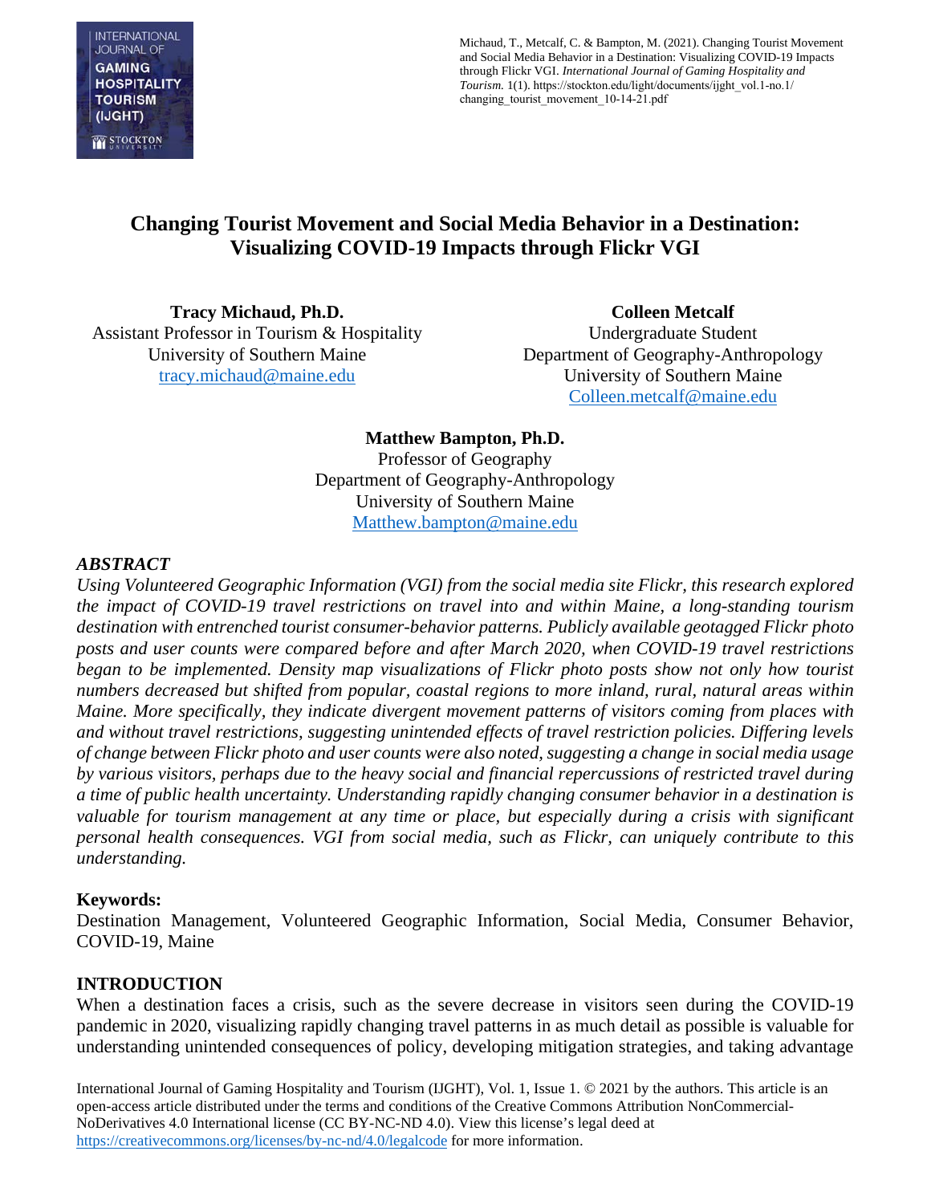Michaud, T., Metcalf, C. & Bampton, M. (2021). Changing Tourist Movement and Social Media Behavior in a Destination: Visualizing COVID-19 Impacts through Flickr VGI. *International Journal of Gaming Hospitality and Tourism.* 1(1). https://stockton.edu/light/documents/ijght_vol.1-no.1/changing_tourist_movement_10-14-21.pdf

# Changing Tourist Movement and Social Media Behavior in a Destination: Visualizing COVID-19 Impacts through Flickr VGI

**Tracy Michaud, Ph.D.**
Assistant Professor in Tourism & Hospitality
University of Southern Maine
tracy.michaud@maine.edu

**Colleen Metcalf**
Undergraduate Student
Department of Geography-Anthropology
University of Southern Maine
Colleen.metcalf@maine.edu

**Matthew Bampton, Ph.D.**
Professor of Geography
Department of Geography-Anthropology
University of Southern Maine
Matthew.bampton@maine.edu

## *ABSTRACT*

*Using Volunteered Geographic Information (VGI) from the social media site Flickr, this research explored the impact of COVID-19 travel restrictions on travel into and within Maine, a long-standing tourism destination with entrenched tourist consumer-behavior patterns. Publicly available geotagged Flickr photo posts and user counts were compared before and after March 2020, when COVID-19 travel restrictions began to be implemented. Density map visualizations of Flickr photo posts show not only how tourist numbers decreased but shifted from popular, coastal regions to more inland, rural, natural areas within Maine. More specifically, they indicate divergent movement patterns of visitors coming from places with and without travel restrictions, suggesting unintended effects of travel restriction policies. Differing levels of change between Flickr photo and user counts were also noted, suggesting a change in social media usage by various visitors, perhaps due to the heavy social and financial repercussions of restricted travel during a time of public health uncertainty. Understanding rapidly changing consumer behavior in a destination is valuable for tourism management at any time or place, but especially during a crisis with significant personal health consequences. VGI from social media, such as Flickr, can uniquely contribute to this understanding.*

**Keywords:**
Destination Management, Volunteered Geographic Information, Social Media, Consumer Behavior, COVID-19, Maine

## INTRODUCTION

When a destination faces a crisis, such as the severe decrease in visitors seen during the COVID-19 pandemic in 2020, visualizing rapidly changing travel patterns in as much detail as possible is valuable for understanding unintended consequences of policy, developing mitigation strategies, and taking advantage

International Journal of Gaming Hospitality and Tourism (IJGHT), Vol. 1, Issue 1. © 2021 by the authors. This article is an open-access article distributed under the terms and conditions of the Creative Commons Attribution NonCommercial-NoDerivatives 4.0 International license (CC BY-NC-ND 4.0). View this license's legal deed at https://creativecommons.org/licenses/by-nc-nd/4.0/legalcode for more information.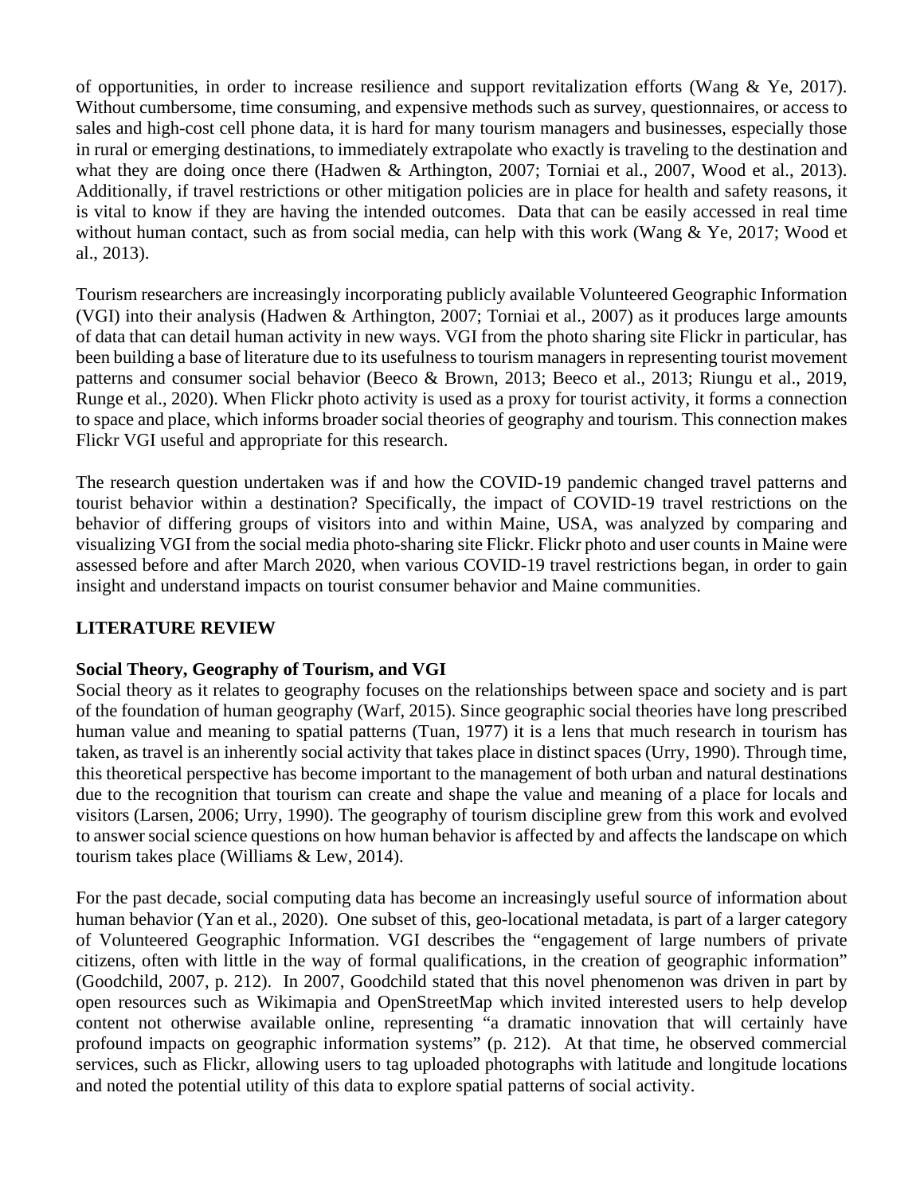of opportunities, in order to increase resilience and support revitalization efforts (Wang & Ye, 2017). Without cumbersome, time consuming, and expensive methods such as survey, questionnaires, or access to sales and high-cost cell phone data, it is hard for many tourism managers and businesses, especially those in rural or emerging destinations, to immediately extrapolate who exactly is traveling to the destination and what they are doing once there (Hadwen & Arthington, 2007; Torniai et al., 2007, Wood et al., 2013). Additionally, if travel restrictions or other mitigation policies are in place for health and safety reasons, it is vital to know if they are having the intended outcomes. Data that can be easily accessed in real time without human contact, such as from social media, can help with this work (Wang & Ye, 2017; Wood et al., 2013).

Tourism researchers are increasingly incorporating publicly available Volunteered Geographic Information (VGI) into their analysis (Hadwen & Arthington, 2007; Torniai et al., 2007) as it produces large amounts of data that can detail human activity in new ways. VGI from the photo sharing site Flickr in particular, has been building a base of literature due to its usefulness to tourism managers in representing tourist movement patterns and consumer social behavior (Beeco & Brown, 2013; Beeco et al., 2013; Riungu et al., 2019, Runge et al., 2020). When Flickr photo activity is used as a proxy for tourist activity, it forms a connection to space and place, which informs broader social theories of geography and tourism. This connection makes Flickr VGI useful and appropriate for this research.

The research question undertaken was if and how the COVID-19 pandemic changed travel patterns and tourist behavior within a destination? Specifically, the impact of COVID-19 travel restrictions on the behavior of differing groups of visitors into and within Maine, USA, was analyzed by comparing and visualizing VGI from the social media photo-sharing site Flickr. Flickr photo and user counts in Maine were assessed before and after March 2020, when various COVID-19 travel restrictions began, in order to gain insight and understand impacts on tourist consumer behavior and Maine communities.

## LITERATURE REVIEW

### Social Theory, Geography of Tourism, and VGI

Social theory as it relates to geography focuses on the relationships between space and society and is part of the foundation of human geography (Warf, 2015). Since geographic social theories have long prescribed human value and meaning to spatial patterns (Tuan, 1977) it is a lens that much research in tourism has taken, as travel is an inherently social activity that takes place in distinct spaces (Urry, 1990). Through time, this theoretical perspective has become important to the management of both urban and natural destinations due to the recognition that tourism can create and shape the value and meaning of a place for locals and visitors (Larsen, 2006; Urry, 1990). The geography of tourism discipline grew from this work and evolved to answer social science questions on how human behavior is affected by and affects the landscape on which tourism takes place (Williams & Lew, 2014).

For the past decade, social computing data has become an increasingly useful source of information about human behavior (Yan et al., 2020). One subset of this, geo-locational metadata, is part of a larger category of Volunteered Geographic Information. VGI describes the "engagement of large numbers of private citizens, often with little in the way of formal qualifications, in the creation of geographic information" (Goodchild, 2007, p. 212). In 2007, Goodchild stated that this novel phenomenon was driven in part by open resources such as Wikimapia and OpenStreetMap which invited interested users to help develop content not otherwise available online, representing "a dramatic innovation that will certainly have profound impacts on geographic information systems" (p. 212). At that time, he observed commercial services, such as Flickr, allowing users to tag uploaded photographs with latitude and longitude locations and noted the potential utility of this data to explore spatial patterns of social activity.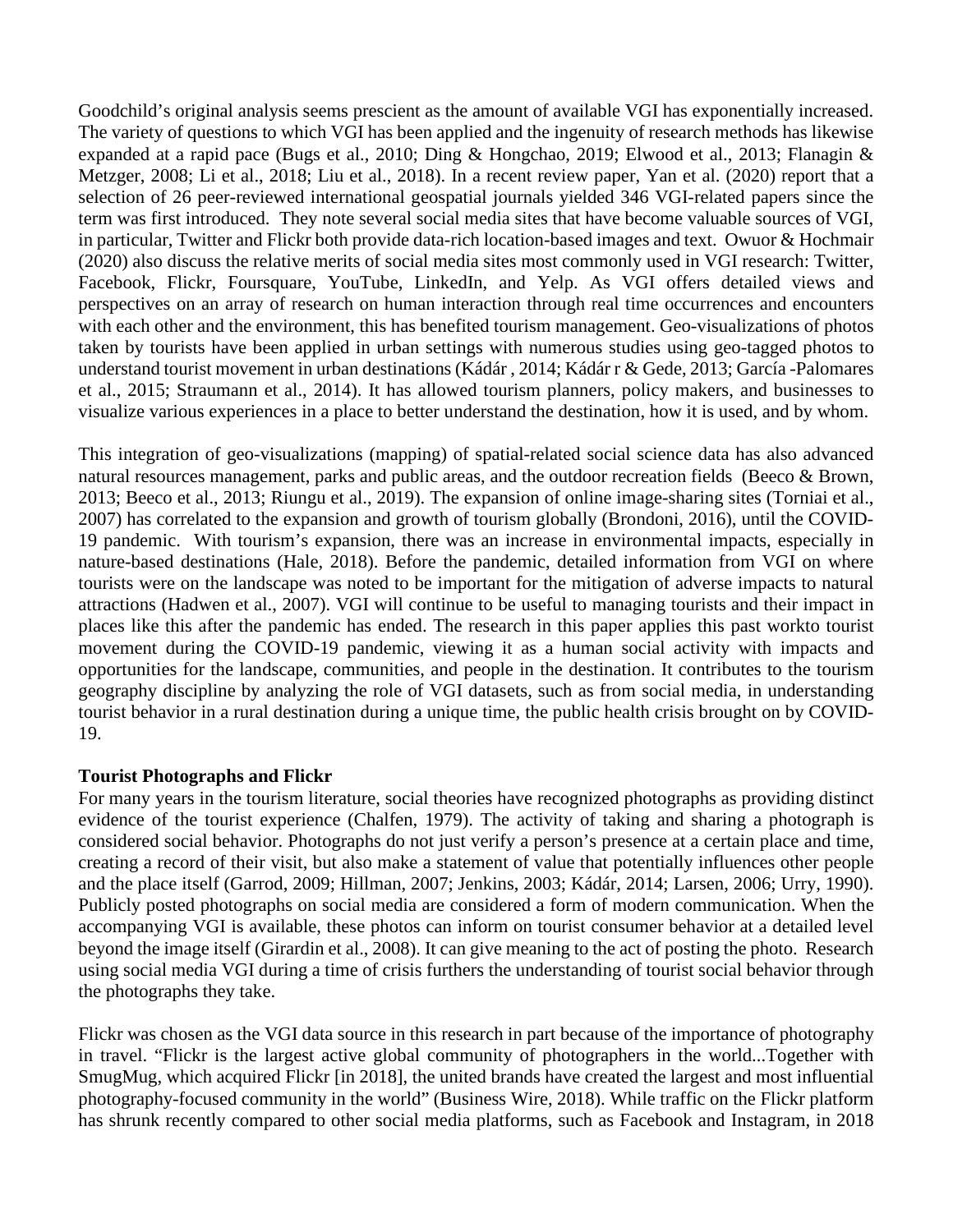Goodchild's original analysis seems prescient as the amount of available VGI has exponentially increased. The variety of questions to which VGI has been applied and the ingenuity of research methods has likewise expanded at a rapid pace (Bugs et al., 2010; Ding & Hongchao, 2019; Elwood et al., 2013; Flanagin & Metzger, 2008; Li et al., 2018; Liu et al., 2018). In a recent review paper, Yan et al. (2020) report that a selection of 26 peer-reviewed international geospatial journals yielded 346 VGI-related papers since the term was first introduced. They note several social media sites that have become valuable sources of VGI, in particular, Twitter and Flickr both provide data-rich location-based images and text. Owuor & Hochmair (2020) also discuss the relative merits of social media sites most commonly used in VGI research: Twitter, Facebook, Flickr, Foursquare, YouTube, LinkedIn, and Yelp. As VGI offers detailed views and perspectives on an array of research on human interaction through real time occurrences and encounters with each other and the environment, this has benefited tourism management. Geo-visualizations of photos taken by tourists have been applied in urban settings with numerous studies using geo-tagged photos to understand tourist movement in urban destinations (Kádár , 2014; Kádár r & Gede, 2013; García -Palomares et al., 2015; Straumann et al., 2014). It has allowed tourism planners, policy makers, and businesses to visualize various experiences in a place to better understand the destination, how it is used, and by whom.

This integration of geo-visualizations (mapping) of spatial-related social science data has also advanced natural resources management, parks and public areas, and the outdoor recreation fields (Beeco & Brown, 2013; Beeco et al., 2013; Riungu et al., 2019). The expansion of online image-sharing sites (Torniai et al., 2007) has correlated to the expansion and growth of tourism globally (Brondoni, 2016), until the COVID-19 pandemic. With tourism's expansion, there was an increase in environmental impacts, especially in nature-based destinations (Hale, 2018). Before the pandemic, detailed information from VGI on where tourists were on the landscape was noted to be important for the mitigation of adverse impacts to natural attractions (Hadwen et al., 2007). VGI will continue to be useful to managing tourists and their impact in places like this after the pandemic has ended. The research in this paper applies this past workto tourist movement during the COVID-19 pandemic, viewing it as a human social activity with impacts and opportunities for the landscape, communities, and people in the destination. It contributes to the tourism geography discipline by analyzing the role of VGI datasets, such as from social media, in understanding tourist behavior in a rural destination during a unique time, the public health crisis brought on by COVID-19.

**Tourist Photographs and Flickr**

For many years in the tourism literature, social theories have recognized photographs as providing distinct evidence of the tourist experience (Chalfen, 1979). The activity of taking and sharing a photograph is considered social behavior. Photographs do not just verify a person's presence at a certain place and time, creating a record of their visit, but also make a statement of value that potentially influences other people and the place itself (Garrod, 2009; Hillman, 2007; Jenkins, 2003; Kádár, 2014; Larsen, 2006; Urry, 1990). Publicly posted photographs on social media are considered a form of modern communication. When the accompanying VGI is available, these photos can inform on tourist consumer behavior at a detailed level beyond the image itself (Girardin et al., 2008). It can give meaning to the act of posting the photo. Research using social media VGI during a time of crisis furthers the understanding of tourist social behavior through the photographs they take.

Flickr was chosen as the VGI data source in this research in part because of the importance of photography in travel. "Flickr is the largest active global community of photographers in the world...Together with SmugMug, which acquired Flickr [in 2018], the united brands have created the largest and most influential photography-focused community in the world" (Business Wire, 2018). While traffic on the Flickr platform has shrunk recently compared to other social media platforms, such as Facebook and Instagram, in 2018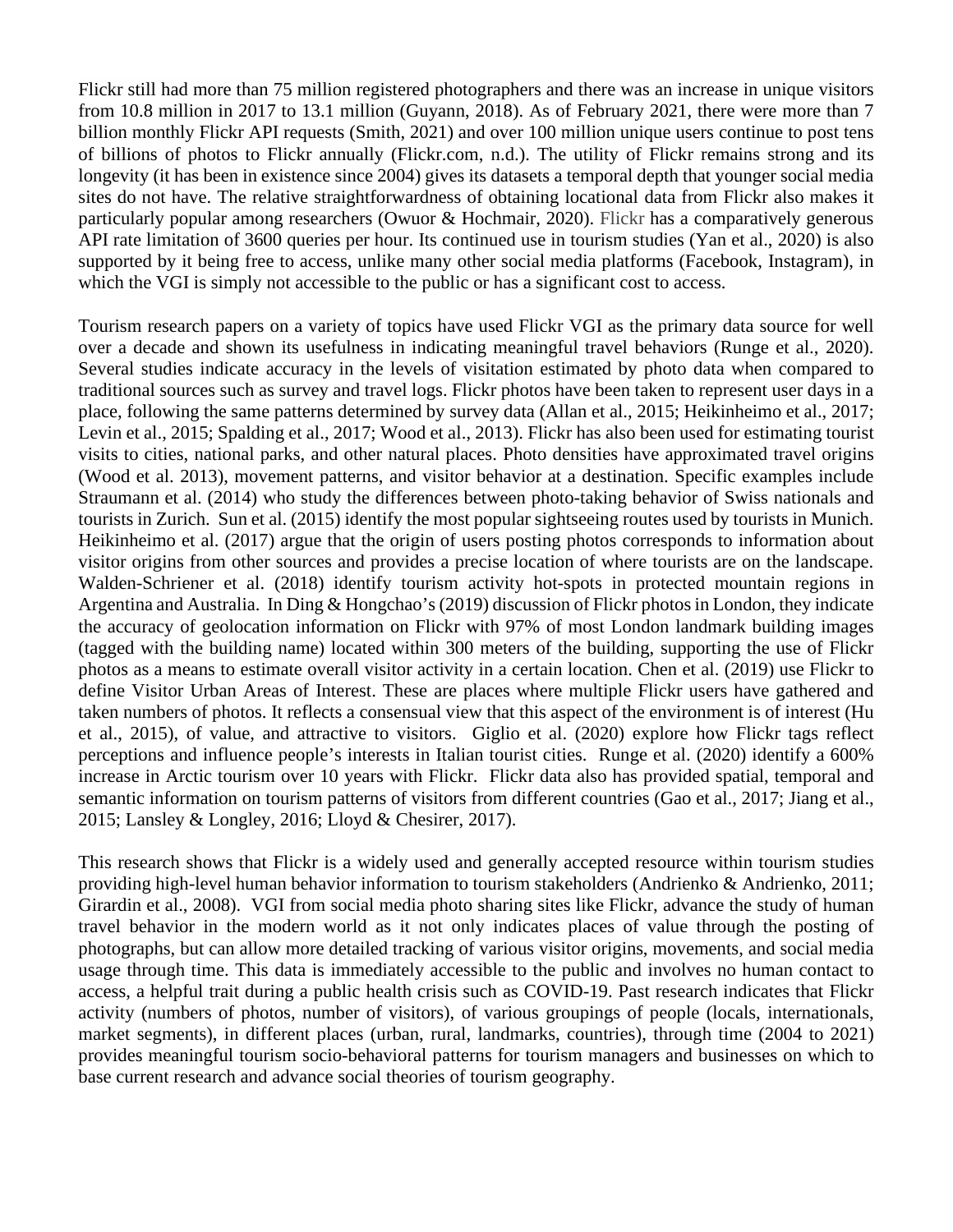Flickr still had more than 75 million registered photographers and there was an increase in unique visitors from 10.8 million in 2017 to 13.1 million (Guyann, 2018). As of February 2021, there were more than 7 billion monthly Flickr API requests (Smith, 2021) and over 100 million unique users continue to post tens of billions of photos to Flickr annually (Flickr.com, n.d.). The utility of Flickr remains strong and its longevity (it has been in existence since 2004) gives its datasets a temporal depth that younger social media sites do not have. The relative straightforwardness of obtaining locational data from Flickr also makes it particularly popular among researchers (Owuor & Hochmair, 2020). Flickr has a comparatively generous API rate limitation of 3600 queries per hour. Its continued use in tourism studies (Yan et al., 2020) is also supported by it being free to access, unlike many other social media platforms (Facebook, Instagram), in which the VGI is simply not accessible to the public or has a significant cost to access.

Tourism research papers on a variety of topics have used Flickr VGI as the primary data source for well over a decade and shown its usefulness in indicating meaningful travel behaviors (Runge et al., 2020). Several studies indicate accuracy in the levels of visitation estimated by photo data when compared to traditional sources such as survey and travel logs. Flickr photos have been taken to represent user days in a place, following the same patterns determined by survey data (Allan et al., 2015; Heikinheimo et al., 2017; Levin et al., 2015; Spalding et al., 2017; Wood et al., 2013). Flickr has also been used for estimating tourist visits to cities, national parks, and other natural places. Photo densities have approximated travel origins (Wood et al. 2013), movement patterns, and visitor behavior at a destination. Specific examples include Straumann et al. (2014) who study the differences between photo-taking behavior of Swiss nationals and tourists in Zurich. Sun et al. (2015) identify the most popular sightseeing routes used by tourists in Munich. Heikinheimo et al. (2017) argue that the origin of users posting photos corresponds to information about visitor origins from other sources and provides a precise location of where tourists are on the landscape. Walden-Schriener et al. (2018) identify tourism activity hot-spots in protected mountain regions in Argentina and Australia. In Ding & Hongchao's (2019) discussion of Flickr photos in London, they indicate the accuracy of geolocation information on Flickr with 97% of most London landmark building images (tagged with the building name) located within 300 meters of the building, supporting the use of Flickr photos as a means to estimate overall visitor activity in a certain location. Chen et al. (2019) use Flickr to define Visitor Urban Areas of Interest. These are places where multiple Flickr users have gathered and taken numbers of photos. It reflects a consensual view that this aspect of the environment is of interest (Hu et al., 2015), of value, and attractive to visitors. Giglio et al. (2020) explore how Flickr tags reflect perceptions and influence people's interests in Italian tourist cities. Runge et al. (2020) identify a 600% increase in Arctic tourism over 10 years with Flickr. Flickr data also has provided spatial, temporal and semantic information on tourism patterns of visitors from different countries (Gao et al., 2017; Jiang et al., 2015; Lansley & Longley, 2016; Lloyd & Chesirer, 2017).

This research shows that Flickr is a widely used and generally accepted resource within tourism studies providing high-level human behavior information to tourism stakeholders (Andrienko & Andrienko, 2011; Girardin et al., 2008). VGI from social media photo sharing sites like Flickr, advance the study of human travel behavior in the modern world as it not only indicates places of value through the posting of photographs, but can allow more detailed tracking of various visitor origins, movements, and social media usage through time. This data is immediately accessible to the public and involves no human contact to access, a helpful trait during a public health crisis such as COVID-19. Past research indicates that Flickr activity (numbers of photos, number of visitors), of various groupings of people (locals, internationals, market segments), in different places (urban, rural, landmarks, countries), through time (2004 to 2021) provides meaningful tourism socio-behavioral patterns for tourism managers and businesses on which to base current research and advance social theories of tourism geography.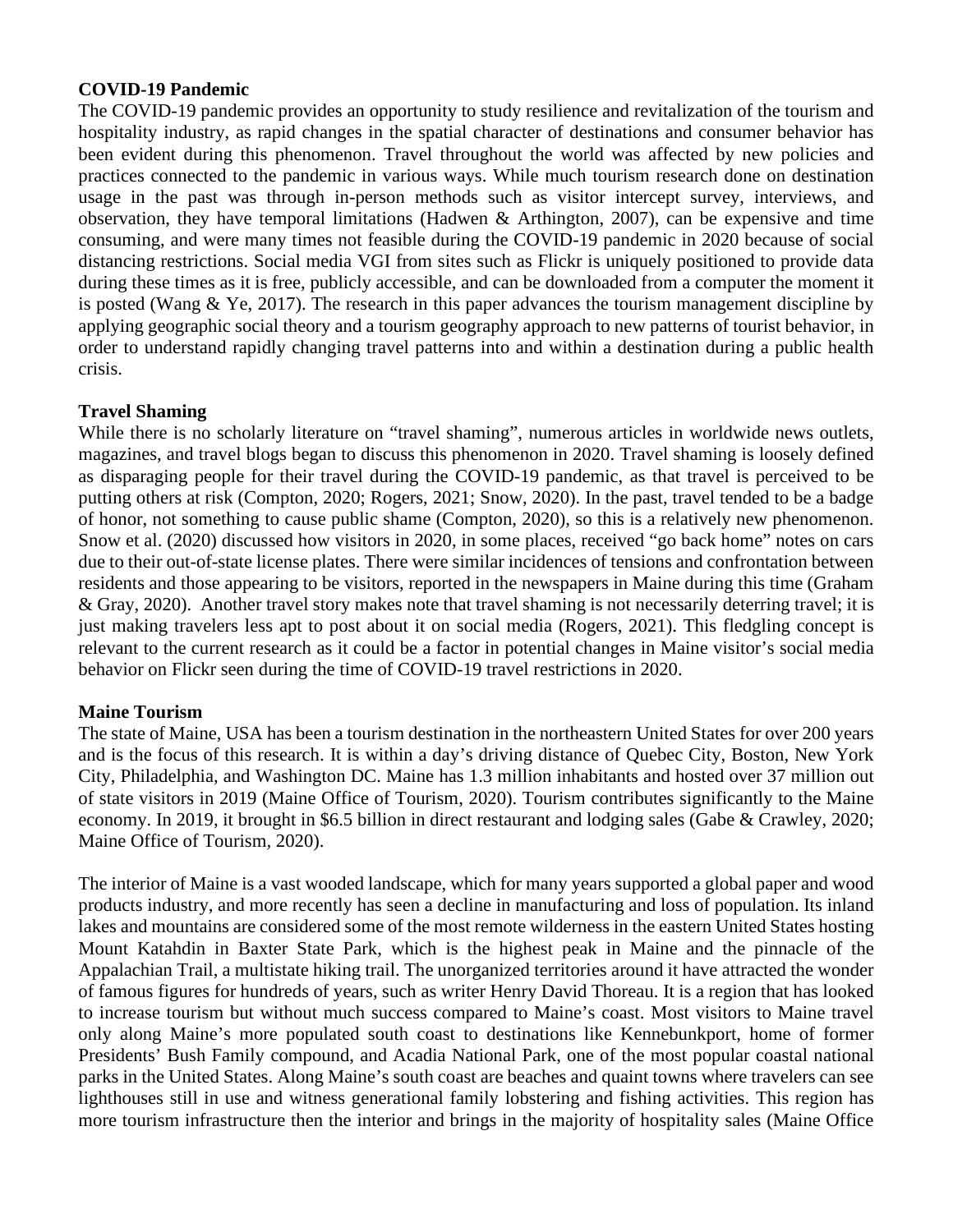### COVID-19 Pandemic

The COVID-19 pandemic provides an opportunity to study resilience and revitalization of the tourism and hospitality industry, as rapid changes in the spatial character of destinations and consumer behavior has been evident during this phenomenon. Travel throughout the world was affected by new policies and practices connected to the pandemic in various ways. While much tourism research done on destination usage in the past was through in-person methods such as visitor intercept survey, interviews, and observation, they have temporal limitations (Hadwen & Arthington, 2007), can be expensive and time consuming, and were many times not feasible during the COVID-19 pandemic in 2020 because of social distancing restrictions. Social media VGI from sites such as Flickr is uniquely positioned to provide data during these times as it is free, publicly accessible, and can be downloaded from a computer the moment it is posted (Wang & Ye, 2017). The research in this paper advances the tourism management discipline by applying geographic social theory and a tourism geography approach to new patterns of tourist behavior, in order to understand rapidly changing travel patterns into and within a destination during a public health crisis.

### Travel Shaming

While there is no scholarly literature on "travel shaming", numerous articles in worldwide news outlets, magazines, and travel blogs began to discuss this phenomenon in 2020. Travel shaming is loosely defined as disparaging people for their travel during the COVID-19 pandemic, as that travel is perceived to be putting others at risk (Compton, 2020; Rogers, 2021; Snow, 2020). In the past, travel tended to be a badge of honor, not something to cause public shame (Compton, 2020), so this is a relatively new phenomenon. Snow et al. (2020) discussed how visitors in 2020, in some places, received "go back home" notes on cars due to their out-of-state license plates. There were similar incidences of tensions and confrontation between residents and those appearing to be visitors, reported in the newspapers in Maine during this time (Graham & Gray, 2020). Another travel story makes note that travel shaming is not necessarily deterring travel; it is just making travelers less apt to post about it on social media (Rogers, 2021). This fledgling concept is relevant to the current research as it could be a factor in potential changes in Maine visitor's social media behavior on Flickr seen during the time of COVID-19 travel restrictions in 2020.

### Maine Tourism

The state of Maine, USA has been a tourism destination in the northeastern United States for over 200 years and is the focus of this research. It is within a day's driving distance of Quebec City, Boston, New York City, Philadelphia, and Washington DC. Maine has 1.3 million inhabitants and hosted over 37 million out of state visitors in 2019 (Maine Office of Tourism, 2020). Tourism contributes significantly to the Maine economy. In 2019, it brought in \$6.5 billion in direct restaurant and lodging sales (Gabe & Crawley, 2020; Maine Office of Tourism, 2020).

The interior of Maine is a vast wooded landscape, which for many years supported a global paper and wood products industry, and more recently has seen a decline in manufacturing and loss of population. Its inland lakes and mountains are considered some of the most remote wilderness in the eastern United States hosting Mount Katahdin in Baxter State Park, which is the highest peak in Maine and the pinnacle of the Appalachian Trail, a multistate hiking trail. The unorganized territories around it have attracted the wonder of famous figures for hundreds of years, such as writer Henry David Thoreau. It is a region that has looked to increase tourism but without much success compared to Maine's coast. Most visitors to Maine travel only along Maine's more populated south coast to destinations like Kennebunkport, home of former Presidents' Bush Family compound, and Acadia National Park, one of the most popular coastal national parks in the United States. Along Maine's south coast are beaches and quaint towns where travelers can see lighthouses still in use and witness generational family lobstering and fishing activities. This region has more tourism infrastructure then the interior and brings in the majority of hospitality sales (Maine Office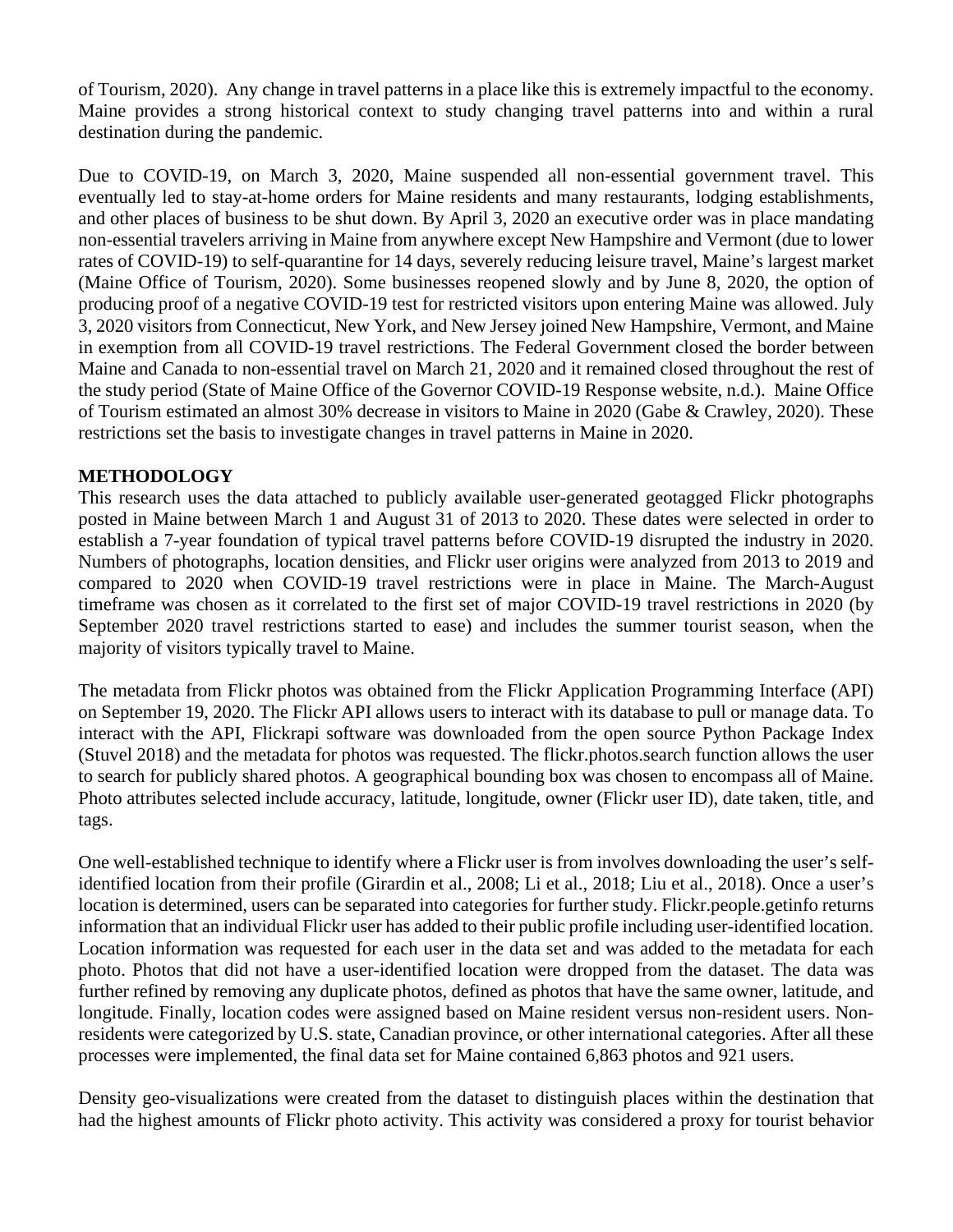of Tourism, 2020). Any change in travel patterns in a place like this is extremely impactful to the economy. Maine provides a strong historical context to study changing travel patterns into and within a rural destination during the pandemic.

Due to COVID-19, on March 3, 2020, Maine suspended all non-essential government travel. This eventually led to stay-at-home orders for Maine residents and many restaurants, lodging establishments, and other places of business to be shut down. By April 3, 2020 an executive order was in place mandating non-essential travelers arriving in Maine from anywhere except New Hampshire and Vermont (due to lower rates of COVID-19) to self-quarantine for 14 days, severely reducing leisure travel, Maine's largest market (Maine Office of Tourism, 2020). Some businesses reopened slowly and by June 8, 2020, the option of producing proof of a negative COVID-19 test for restricted visitors upon entering Maine was allowed. July 3, 2020 visitors from Connecticut, New York, and New Jersey joined New Hampshire, Vermont, and Maine in exemption from all COVID-19 travel restrictions. The Federal Government closed the border between Maine and Canada to non-essential travel on March 21, 2020 and it remained closed throughout the rest of the study period (State of Maine Office of the Governor COVID-19 Response website, n.d.). Maine Office of Tourism estimated an almost 30% decrease in visitors to Maine in 2020 (Gabe & Crawley, 2020). These restrictions set the basis to investigate changes in travel patterns in Maine in 2020.

## METHODOLOGY

This research uses the data attached to publicly available user-generated geotagged Flickr photographs posted in Maine between March 1 and August 31 of 2013 to 2020. These dates were selected in order to establish a 7-year foundation of typical travel patterns before COVID-19 disrupted the industry in 2020. Numbers of photographs, location densities, and Flickr user origins were analyzed from 2013 to 2019 and compared to 2020 when COVID-19 travel restrictions were in place in Maine. The March-August timeframe was chosen as it correlated to the first set of major COVID-19 travel restrictions in 2020 (by September 2020 travel restrictions started to ease) and includes the summer tourist season, when the majority of visitors typically travel to Maine.

The metadata from Flickr photos was obtained from the Flickr Application Programming Interface (API) on September 19, 2020. The Flickr API allows users to interact with its database to pull or manage data. To interact with the API, Flickrapi software was downloaded from the open source Python Package Index (Stuvel 2018) and the metadata for photos was requested. The flickr.photos.search function allows the user to search for publicly shared photos. A geographical bounding box was chosen to encompass all of Maine. Photo attributes selected include accuracy, latitude, longitude, owner (Flickr user ID), date taken, title, and tags.

One well-established technique to identify where a Flickr user is from involves downloading the user's self-identified location from their profile (Girardin et al., 2008; Li et al., 2018; Liu et al., 2018). Once a user's location is determined, users can be separated into categories for further study. Flickr.people.getinfo returns information that an individual Flickr user has added to their public profile including user-identified location. Location information was requested for each user in the data set and was added to the metadata for each photo. Photos that did not have a user-identified location were dropped from the dataset. The data was further refined by removing any duplicate photos, defined as photos that have the same owner, latitude, and longitude. Finally, location codes were assigned based on Maine resident versus non-resident users. Non-residents were categorized by U.S. state, Canadian province, or other international categories. After all these processes were implemented, the final data set for Maine contained 6,863 photos and 921 users.

Density geo-visualizations were created from the dataset to distinguish places within the destination that had the highest amounts of Flickr photo activity. This activity was considered a proxy for tourist behavior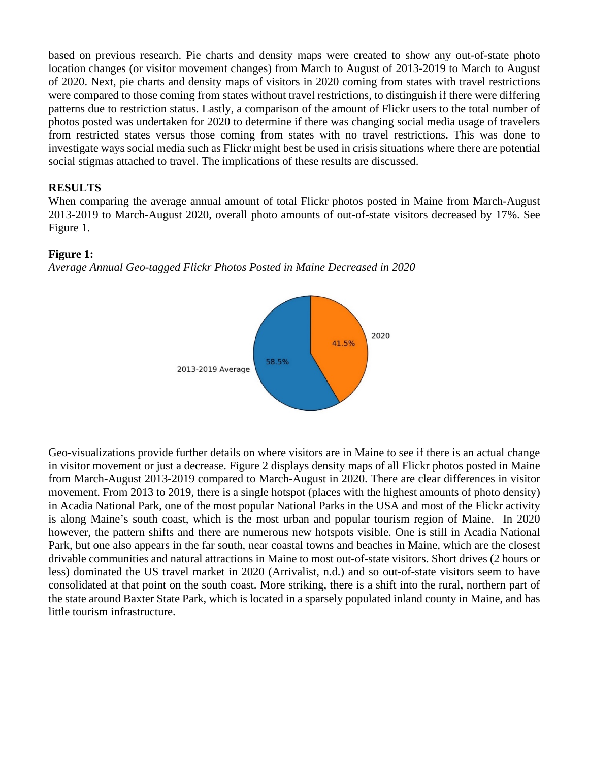based on previous research. Pie charts and density maps were created to show any out-of-state photo location changes (or visitor movement changes) from March to August of 2013-2019 to March to August of 2020. Next, pie charts and density maps of visitors in 2020 coming from states with travel restrictions were compared to those coming from states without travel restrictions, to distinguish if there were differing patterns due to restriction status. Lastly, a comparison of the amount of Flickr users to the total number of photos posted was undertaken for 2020 to determine if there was changing social media usage of travelers from restricted states versus those coming from states with no travel restrictions. This was done to investigate ways social media such as Flickr might best be used in crisis situations where there are potential social stigmas attached to travel. The implications of these results are discussed.

## RESULTS

When comparing the average annual amount of total Flickr photos posted in Maine from March-August 2013-2019 to March-August 2020, overall photo amounts of out-of-state visitors decreased by 17%. See Figure 1.

**Figure 1:**

*Average Annual Geo-tagged Flickr Photos Posted in Maine Decreased in 2020*

2013-2019 Average: 58.5%

2020: 41.5%

Geo-visualizations provide further details on where visitors are in Maine to see if there is an actual change in visitor movement or just a decrease. Figure 2 displays density maps of all Flickr photos posted in Maine from March-August 2013-2019 compared to March-August in 2020. There are clear differences in visitor movement. From 2013 to 2019, there is a single hotspot (places with the highest amounts of photo density) in Acadia National Park, one of the most popular National Parks in the USA and most of the Flickr activity is along Maine's south coast, which is the most urban and popular tourism region of Maine. In 2020 however, the pattern shifts and there are numerous new hotspots visible. One is still in Acadia National Park, but one also appears in the far south, near coastal towns and beaches in Maine, which are the closest drivable communities and natural attractions in Maine to most out-of-state visitors. Short drives (2 hours or less) dominated the US travel market in 2020 (Arrivalist, n.d.) and so out-of-state visitors seem to have consolidated at that point on the south coast. More striking, there is a shift into the rural, northern part of the state around Baxter State Park, which is located in a sparsely populated inland county in Maine, and has little tourism infrastructure.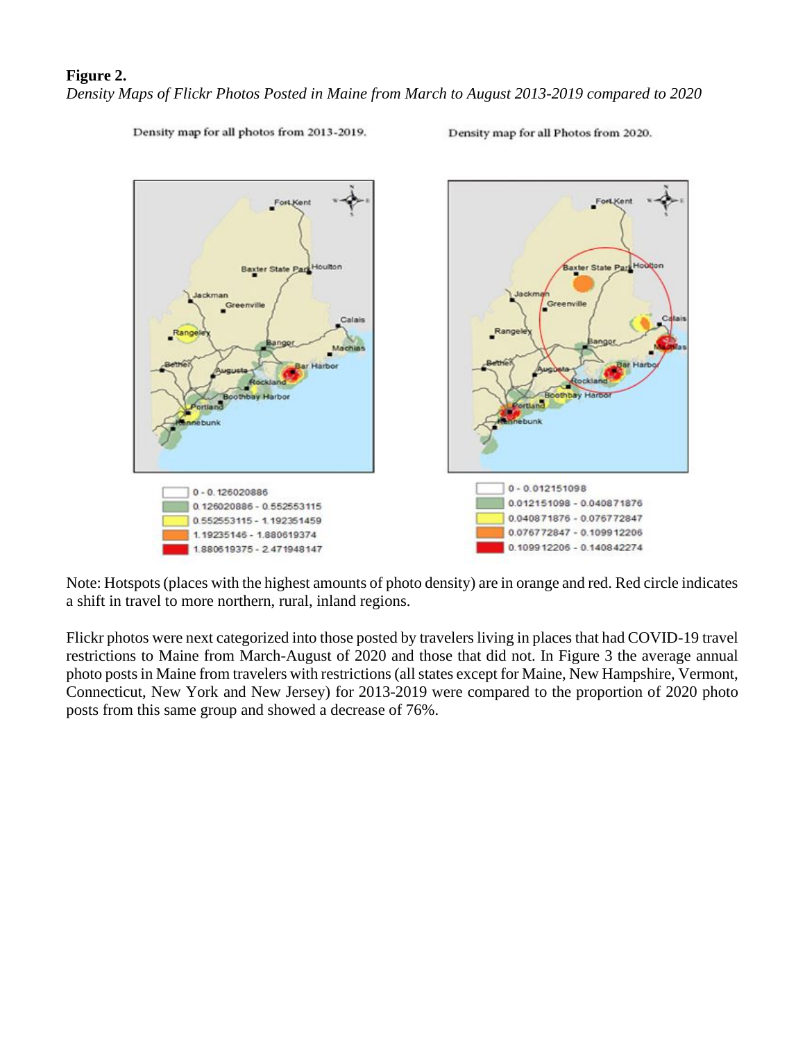**Figure 2.**

*Density Maps of Flickr Photos Posted in Maine from March to August 2013-2019 compared to 2020*

Note: Hotspots (places with the highest amounts of photo density) are in orange and red. Red circle indicates a shift in travel to more northern, rural, inland regions.

Flickr photos were next categorized into those posted by travelers living in places that had COVID-19 travel restrictions to Maine from March-August of 2020 and those that did not. In Figure 3 the average annual photo posts in Maine from travelers with restrictions (all states except for Maine, New Hampshire, Vermont, Connecticut, New York and New Jersey) for 2013-2019 were compared to the proportion of 2020 photo posts from this same group and showed a decrease of 76%.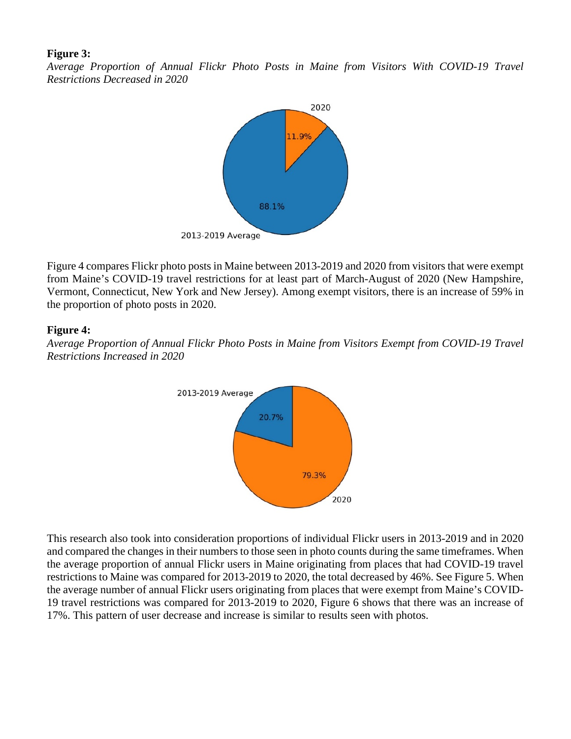**Figure 3:**

*Average Proportion of Annual Flickr Photo Posts in Maine from Visitors With COVID-19 Travel Restrictions Decreased in 2020*

Figure 4 compares Flickr photo posts in Maine between 2013-2019 and 2020 from visitors that were exempt from Maine's COVID-19 travel restrictions for at least part of March-August of 2020 (New Hampshire, Vermont, Connecticut, New York and New Jersey). Among exempt visitors, there is an increase of 59% in the proportion of photo posts in 2020.

**Figure 4:**

*Average Proportion of Annual Flickr Photo Posts in Maine from Visitors Exempt from COVID-19 Travel Restrictions Increased in 2020*

This research also took into consideration proportions of individual Flickr users in 2013-2019 and in 2020 and compared the changes in their numbers to those seen in photo counts during the same timeframes. When the average proportion of annual Flickr users in Maine originating from places that had COVID-19 travel restrictions to Maine was compared for 2013-2019 to 2020, the total decreased by 46%. See Figure 5. When the average number of annual Flickr users originating from places that were exempt from Maine's COVID-19 travel restrictions was compared for 2013-2019 to 2020, Figure 6 shows that there was an increase of 17%. This pattern of user decrease and increase is similar to results seen with photos.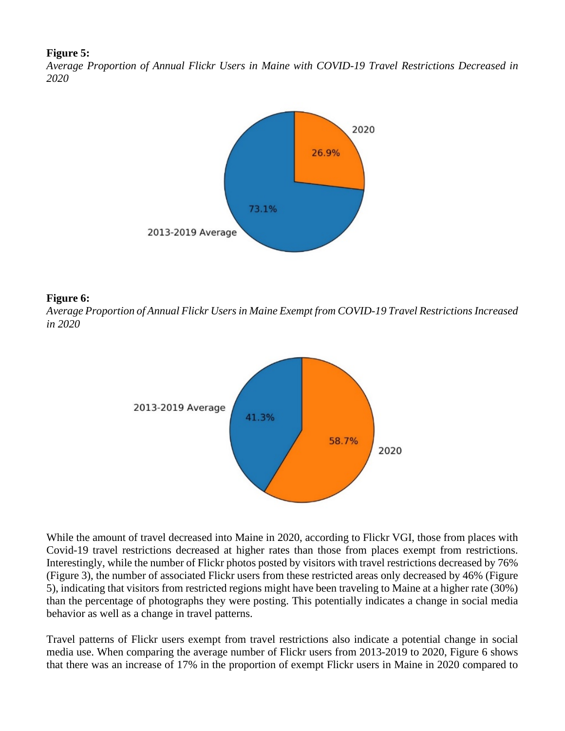**Figure 5:**

*Average Proportion of Annual Flickr Users in Maine with COVID-19 Travel Restrictions Decreased in 2020*

**Figure 6:**

*Average Proportion of Annual Flickr Users in Maine Exempt from COVID-19 Travel Restrictions Increased in 2020*

While the amount of travel decreased into Maine in 2020, according to Flickr VGI, those from places with Covid-19 travel restrictions decreased at higher rates than those from places exempt from restrictions. Interestingly, while the number of Flickr photos posted by visitors with travel restrictions decreased by 76% (Figure 3), the number of associated Flickr users from these restricted areas only decreased by 46% (Figure 5), indicating that visitors from restricted regions might have been traveling to Maine at a higher rate (30%) than the percentage of photographs they were posting. This potentially indicates a change in social media behavior as well as a change in travel patterns.

Travel patterns of Flickr users exempt from travel restrictions also indicate a potential change in social media use. When comparing the average number of Flickr users from 2013-2019 to 2020, Figure 6 shows that there was an increase of 17% in the proportion of exempt Flickr users in Maine in 2020 compared to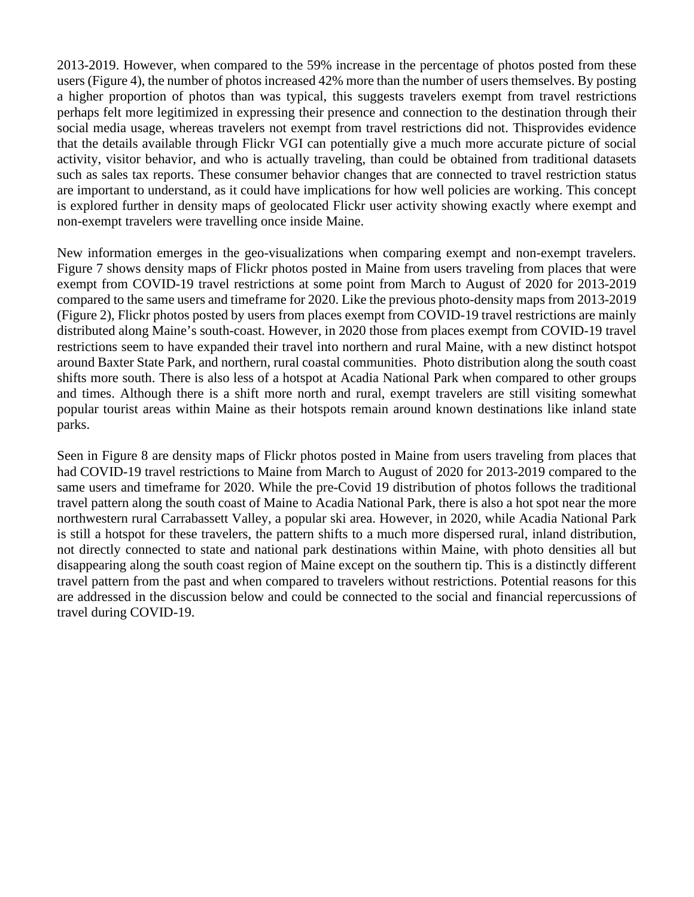2013-2019. However, when compared to the 59% increase in the percentage of photos posted from these users (Figure 4), the number of photos increased 42% more than the number of users themselves. By posting a higher proportion of photos than was typical, this suggests travelers exempt from travel restrictions perhaps felt more legitimized in expressing their presence and connection to the destination through their social media usage, whereas travelers not exempt from travel restrictions did not. Thisprovides evidence that the details available through Flickr VGI can potentially give a much more accurate picture of social activity, visitor behavior, and who is actually traveling, than could be obtained from traditional datasets such as sales tax reports. These consumer behavior changes that are connected to travel restriction status are important to understand, as it could have implications for how well policies are working. This concept is explored further in density maps of geolocated Flickr user activity showing exactly where exempt and non-exempt travelers were travelling once inside Maine.

New information emerges in the geo-visualizations when comparing exempt and non-exempt travelers. Figure 7 shows density maps of Flickr photos posted in Maine from users traveling from places that were exempt from COVID-19 travel restrictions at some point from March to August of 2020 for 2013-2019 compared to the same users and timeframe for 2020. Like the previous photo-density maps from 2013-2019 (Figure 2), Flickr photos posted by users from places exempt from COVID-19 travel restrictions are mainly distributed along Maine's south-coast. However, in 2020 those from places exempt from COVID-19 travel restrictions seem to have expanded their travel into northern and rural Maine, with a new distinct hotspot around Baxter State Park, and northern, rural coastal communities. Photo distribution along the south coast shifts more south. There is also less of a hotspot at Acadia National Park when compared to other groups and times. Although there is a shift more north and rural, exempt travelers are still visiting somewhat popular tourist areas within Maine as their hotspots remain around known destinations like inland state parks.

Seen in Figure 8 are density maps of Flickr photos posted in Maine from users traveling from places that had COVID-19 travel restrictions to Maine from March to August of 2020 for 2013-2019 compared to the same users and timeframe for 2020. While the pre-Covid 19 distribution of photos follows the traditional travel pattern along the south coast of Maine to Acadia National Park, there is also a hot spot near the more northwestern rural Carrabassett Valley, a popular ski area. However, in 2020, while Acadia National Park is still a hotspot for these travelers, the pattern shifts to a much more dispersed rural, inland distribution, not directly connected to state and national park destinations within Maine, with photo densities all but disappearing along the south coast region of Maine except on the southern tip. This is a distinctly different travel pattern from the past and when compared to travelers without restrictions. Potential reasons for this are addressed in the discussion below and could be connected to the social and financial repercussions of travel during COVID-19.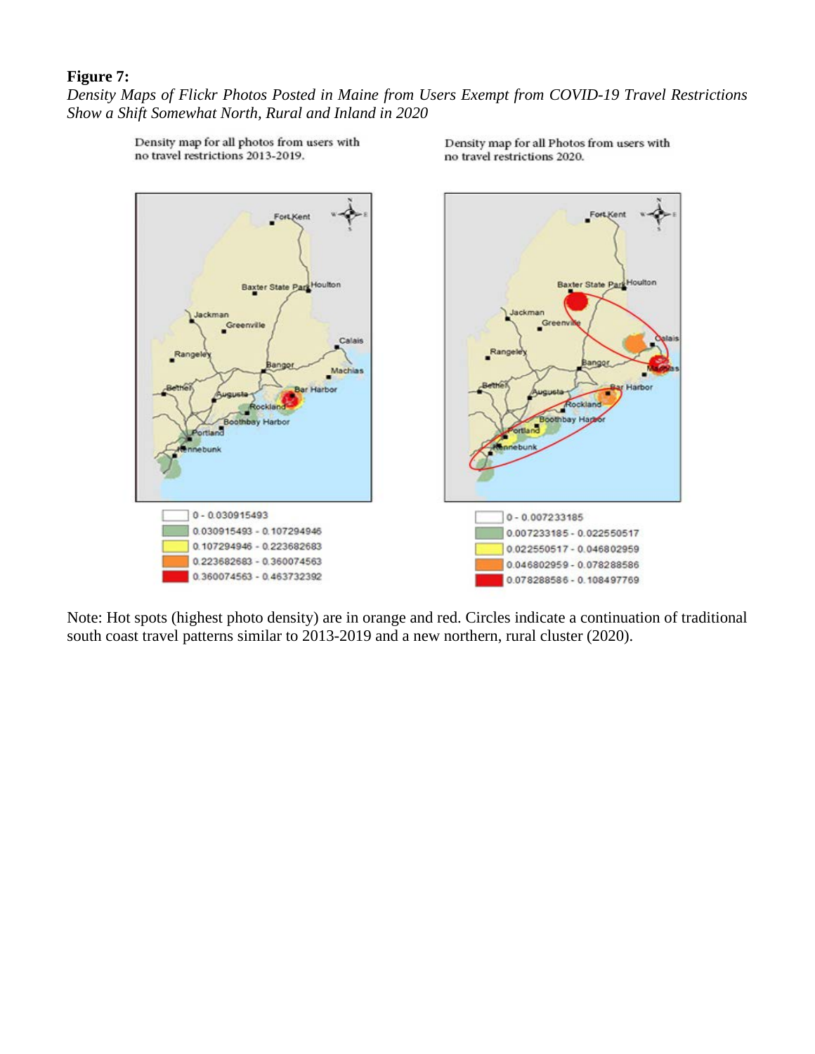**Figure 7:**

*Density Maps of Flickr Photos Posted in Maine from Users Exempt from COVID-19 Travel Restrictions Show a Shift Somewhat North, Rural and Inland in 2020*

Density map for all photos from users with no travel restrictions 2013-2019.

Density map for all Photos from users with no travel restrictions 2020.

| 2013-2019 |
| --- |
| 0 - 0.030915493 |
| 0.030915493 - 0.107294946 |
| 0.107294946 - 0.223682683 |
| 0.223682683 - 0.360074563 |
| 0.360074563 - 0.463732392 |

| 2020 |
| --- |
| 0 - 0.007233185 |
| 0.007233185 - 0.022550517 |
| 0.022550517 - 0.046802959 |
| 0.046802959 - 0.078288586 |
| 0.078288586 - 0.108497769 |

Note: Hot spots (highest photo density) are in orange and red. Circles indicate a continuation of traditional south coast travel patterns similar to 2013-2019 and a new northern, rural cluster (2020).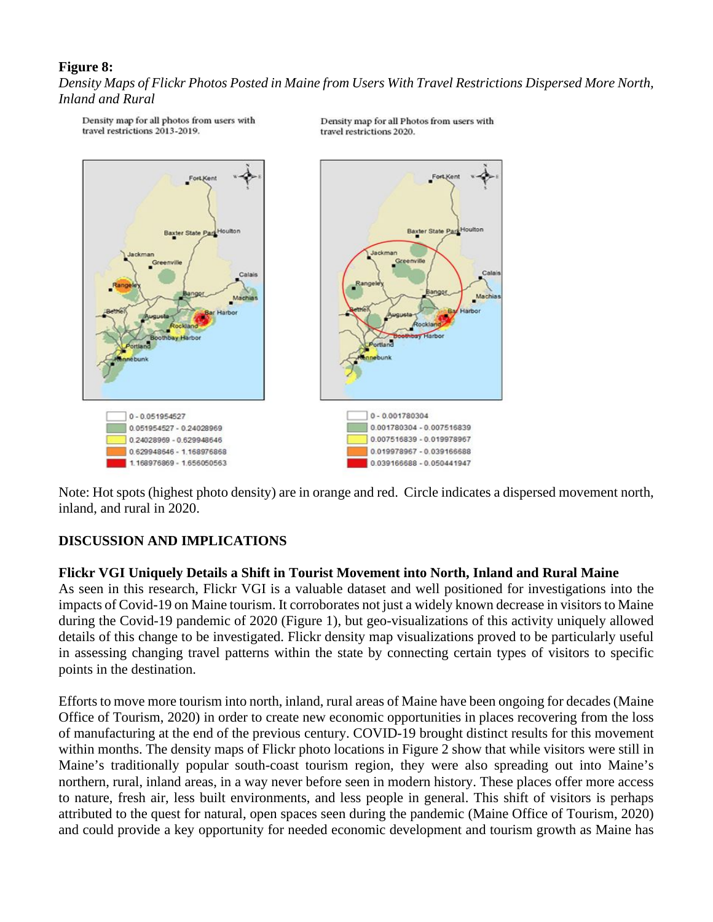**Figure 8:**

*Density Maps of Flickr Photos Posted in Maine from Users With Travel Restrictions Dispersed More North, Inland and Rural*

Note: Hot spots (highest photo density) are in orange and red. Circle indicates a dispersed movement north, inland, and rural in 2020.

## DISCUSSION AND IMPLICATIONS

### Flickr VGI Uniquely Details a Shift in Tourist Movement into North, Inland and Rural Maine

As seen in this research, Flickr VGI is a valuable dataset and well positioned for investigations into the impacts of Covid-19 on Maine tourism. It corroborates not just a widely known decrease in visitors to Maine during the Covid-19 pandemic of 2020 (Figure 1), but geo-visualizations of this activity uniquely allowed details of this change to be investigated. Flickr density map visualizations proved to be particularly useful in assessing changing travel patterns within the state by connecting certain types of visitors to specific points in the destination.

Efforts to move more tourism into north, inland, rural areas of Maine have been ongoing for decades (Maine Office of Tourism, 2020) in order to create new economic opportunities in places recovering from the loss of manufacturing at the end of the previous century. COVID-19 brought distinct results for this movement within months. The density maps of Flickr photo locations in Figure 2 show that while visitors were still in Maine's traditionally popular south-coast tourism region, they were also spreading out into Maine's northern, rural, inland areas, in a way never before seen in modern history. These places offer more access to nature, fresh air, less built environments, and less people in general. This shift of visitors is perhaps attributed to the quest for natural, open spaces seen during the pandemic (Maine Office of Tourism, 2020) and could provide a key opportunity for needed economic development and tourism growth as Maine has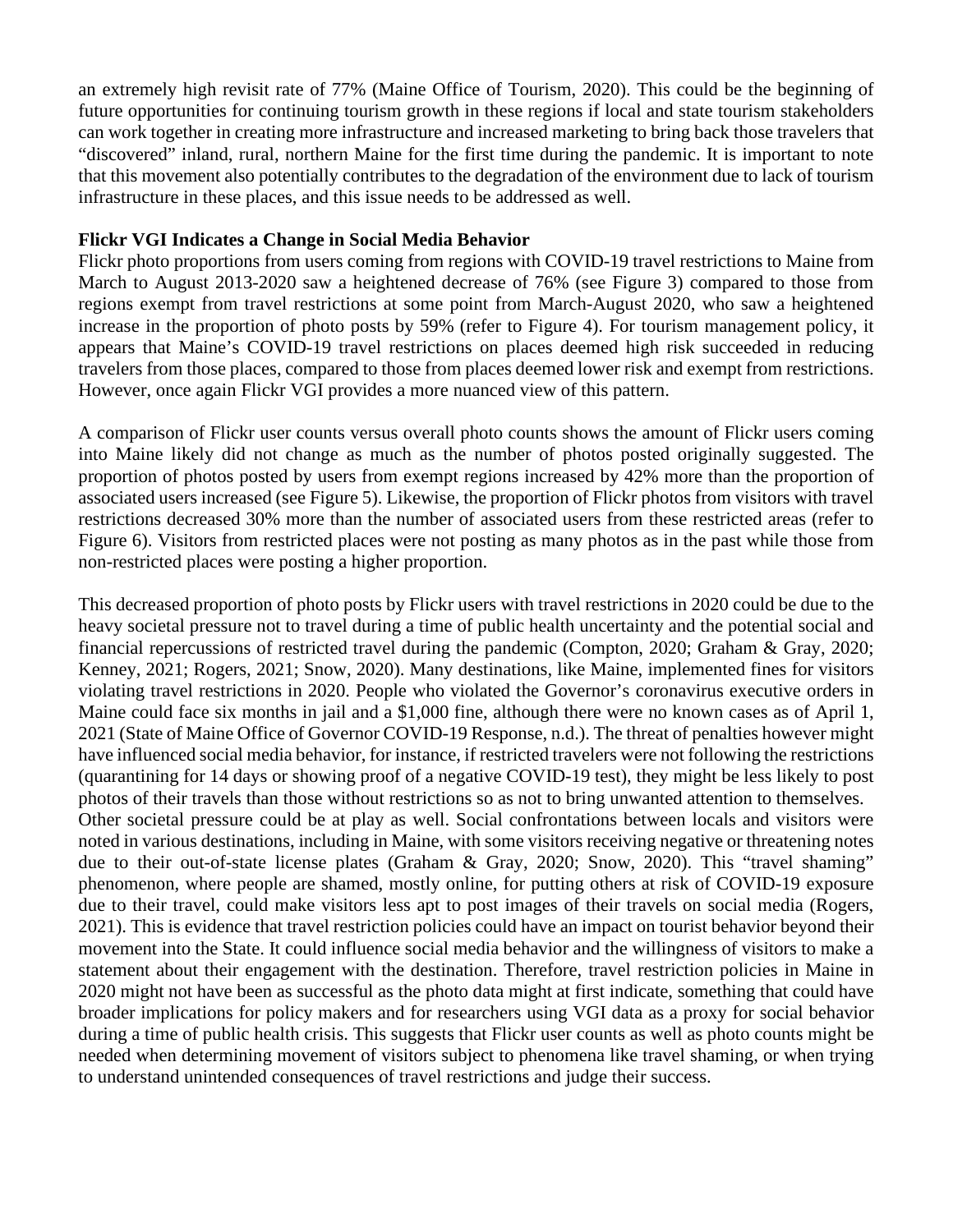an extremely high revisit rate of 77% (Maine Office of Tourism, 2020). This could be the beginning of future opportunities for continuing tourism growth in these regions if local and state tourism stakeholders can work together in creating more infrastructure and increased marketing to bring back those travelers that "discovered" inland, rural, northern Maine for the first time during the pandemic. It is important to note that this movement also potentially contributes to the degradation of the environment due to lack of tourism infrastructure in these places, and this issue needs to be addressed as well.

**Flickr VGI Indicates a Change in Social Media Behavior**

Flickr photo proportions from users coming from regions with COVID-19 travel restrictions to Maine from March to August 2013-2020 saw a heightened decrease of 76% (see Figure 3) compared to those from regions exempt from travel restrictions at some point from March-August 2020, who saw a heightened increase in the proportion of photo posts by 59% (refer to Figure 4). For tourism management policy, it appears that Maine's COVID-19 travel restrictions on places deemed high risk succeeded in reducing travelers from those places, compared to those from places deemed lower risk and exempt from restrictions. However, once again Flickr VGI provides a more nuanced view of this pattern.

A comparison of Flickr user counts versus overall photo counts shows the amount of Flickr users coming into Maine likely did not change as much as the number of photos posted originally suggested. The proportion of photos posted by users from exempt regions increased by 42% more than the proportion of associated users increased (see Figure 5). Likewise, the proportion of Flickr photos from visitors with travel restrictions decreased 30% more than the number of associated users from these restricted areas (refer to Figure 6). Visitors from restricted places were not posting as many photos as in the past while those from non-restricted places were posting a higher proportion.

This decreased proportion of photo posts by Flickr users with travel restrictions in 2020 could be due to the heavy societal pressure not to travel during a time of public health uncertainty and the potential social and financial repercussions of restricted travel during the pandemic (Compton, 2020; Graham & Gray, 2020; Kenney, 2021; Rogers, 2021; Snow, 2020). Many destinations, like Maine, implemented fines for visitors violating travel restrictions in 2020. People who violated the Governor's coronavirus executive orders in Maine could face six months in jail and a $1,000 fine, although there were no known cases as of April 1, 2021 (State of Maine Office of Governor COVID-19 Response, n.d.). The threat of penalties however might have influenced social media behavior, for instance, if restricted travelers were not following the restrictions (quarantining for 14 days or showing proof of a negative COVID-19 test), they might be less likely to post photos of their travels than those without restrictions so as not to bring unwanted attention to themselves.

Other societal pressure could be at play as well. Social confrontations between locals and visitors were noted in various destinations, including in Maine, with some visitors receiving negative or threatening notes due to their out-of-state license plates (Graham & Gray, 2020; Snow, 2020). This "travel shaming" phenomenon, where people are shamed, mostly online, for putting others at risk of COVID-19 exposure due to their travel, could make visitors less apt to post images of their travels on social media (Rogers, 2021). This is evidence that travel restriction policies could have an impact on tourist behavior beyond their movement into the State. It could influence social media behavior and the willingness of visitors to make a statement about their engagement with the destination. Therefore, travel restriction policies in Maine in 2020 might not have been as successful as the photo data might at first indicate, something that could have broader implications for policy makers and for researchers using VGI data as a proxy for social behavior during a time of public health crisis. This suggests that Flickr user counts as well as photo counts might be needed when determining movement of visitors subject to phenomena like travel shaming, or when trying to understand unintended consequences of travel restrictions and judge their success.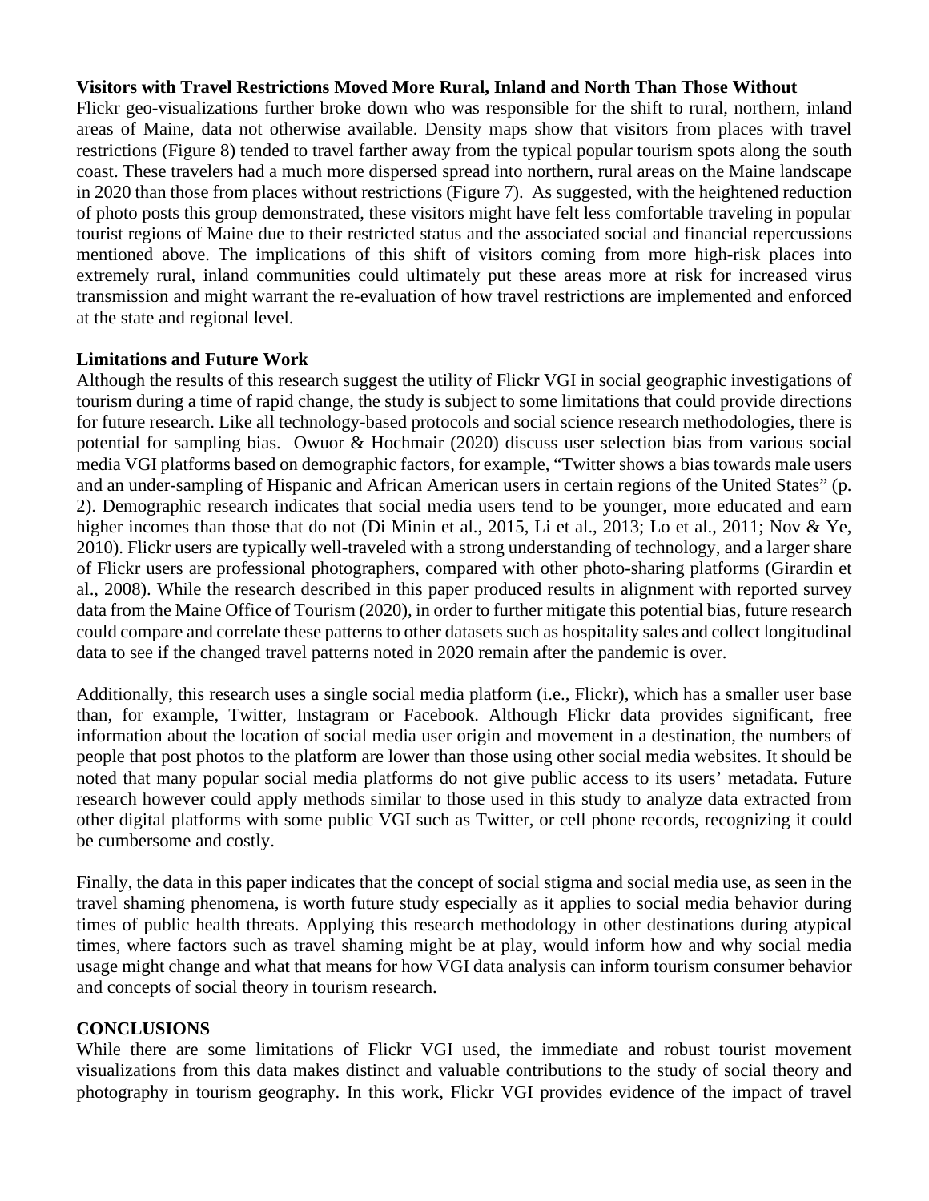### Visitors with Travel Restrictions Moved More Rural, Inland and North Than Those Without

Flickr geo-visualizations further broke down who was responsible for the shift to rural, northern, inland areas of Maine, data not otherwise available. Density maps show that visitors from places with travel restrictions (Figure 8) tended to travel farther away from the typical popular tourism spots along the south coast. These travelers had a much more dispersed spread into northern, rural areas on the Maine landscape in 2020 than those from places without restrictions (Figure 7). As suggested, with the heightened reduction of photo posts this group demonstrated, these visitors might have felt less comfortable traveling in popular tourist regions of Maine due to their restricted status and the associated social and financial repercussions mentioned above. The implications of this shift of visitors coming from more high-risk places into extremely rural, inland communities could ultimately put these areas more at risk for increased virus transmission and might warrant the re-evaluation of how travel restrictions are implemented and enforced at the state and regional level.

### Limitations and Future Work

Although the results of this research suggest the utility of Flickr VGI in social geographic investigations of tourism during a time of rapid change, the study is subject to some limitations that could provide directions for future research. Like all technology-based protocols and social science research methodologies, there is potential for sampling bias. Owuor & Hochmair (2020) discuss user selection bias from various social media VGI platforms based on demographic factors, for example, "Twitter shows a bias towards male users and an under-sampling of Hispanic and African American users in certain regions of the United States" (p. 2). Demographic research indicates that social media users tend to be younger, more educated and earn higher incomes than those that do not (Di Minin et al., 2015, Li et al., 2013; Lo et al., 2011; Nov & Ye, 2010). Flickr users are typically well-traveled with a strong understanding of technology, and a larger share of Flickr users are professional photographers, compared with other photo-sharing platforms (Girardin et al., 2008). While the research described in this paper produced results in alignment with reported survey data from the Maine Office of Tourism (2020), in order to further mitigate this potential bias, future research could compare and correlate these patterns to other datasets such as hospitality sales and collect longitudinal data to see if the changed travel patterns noted in 2020 remain after the pandemic is over.

Additionally, this research uses a single social media platform (i.e., Flickr), which has a smaller user base than, for example, Twitter, Instagram or Facebook. Although Flickr data provides significant, free information about the location of social media user origin and movement in a destination, the numbers of people that post photos to the platform are lower than those using other social media websites. It should be noted that many popular social media platforms do not give public access to its users' metadata. Future research however could apply methods similar to those used in this study to analyze data extracted from other digital platforms with some public VGI such as Twitter, or cell phone records, recognizing it could be cumbersome and costly.

Finally, the data in this paper indicates that the concept of social stigma and social media use, as seen in the travel shaming phenomena, is worth future study especially as it applies to social media behavior during times of public health threats. Applying this research methodology in other destinations during atypical times, where factors such as travel shaming might be at play, would inform how and why social media usage might change and what that means for how VGI data analysis can inform tourism consumer behavior and concepts of social theory in tourism research.

## CONCLUSIONS

While there are some limitations of Flickr VGI used, the immediate and robust tourist movement visualizations from this data makes distinct and valuable contributions to the study of social theory and photography in tourism geography. In this work, Flickr VGI provides evidence of the impact of travel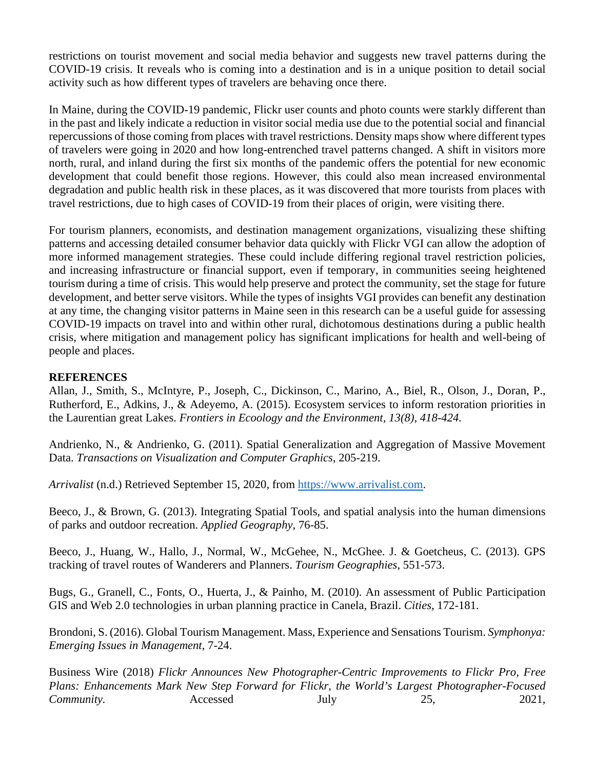restrictions on tourist movement and social media behavior and suggests new travel patterns during the COVID-19 crisis. It reveals who is coming into a destination and is in a unique position to detail social activity such as how different types of travelers are behaving once there.

In Maine, during the COVID-19 pandemic, Flickr user counts and photo counts were starkly different than in the past and likely indicate a reduction in visitor social media use due to the potential social and financial repercussions of those coming from places with travel restrictions. Density maps show where different types of travelers were going in 2020 and how long-entrenched travel patterns changed. A shift in visitors more north, rural, and inland during the first six months of the pandemic offers the potential for new economic development that could benefit those regions. However, this could also mean increased environmental degradation and public health risk in these places, as it was discovered that more tourists from places with travel restrictions, due to high cases of COVID-19 from their places of origin, were visiting there.

For tourism planners, economists, and destination management organizations, visualizing these shifting patterns and accessing detailed consumer behavior data quickly with Flickr VGI can allow the adoption of more informed management strategies. These could include differing regional travel restriction policies, and increasing infrastructure or financial support, even if temporary, in communities seeing heightened tourism during a time of crisis. This would help preserve and protect the community, set the stage for future development, and better serve visitors. While the types of insights VGI provides can benefit any destination at any time, the changing visitor patterns in Maine seen in this research can be a useful guide for assessing COVID-19 impacts on travel into and within other rural, dichotomous destinations during a public health crisis, where mitigation and management policy has significant implications for health and well-being of people and places.

## REFERENCES

Allan, J., Smith, S., McIntyre, P., Joseph, C., Dickinson, C., Marino, A., Biel, R., Olson, J., Doran, P., Rutherford, E., Adkins, J., & Adeyemo, A. (2015). Ecosystem services to inform restoration priorities in the Laurentian great Lakes. *Frontiers in Ecoology and the Environment, 13(8), 418-424.*

Andrienko, N., & Andrienko, G. (2011). Spatial Generalization and Aggregation of Massive Movement Data. *Transactions on Visualization and Computer Graphics*, 205-219.

*Arrivalist* (n.d.) Retrieved September 15, 2020, from https://www.arrivalist.com.

Beeco, J., & Brown, G. (2013). Integrating Spatial Tools, and spatial analysis into the human dimensions of parks and outdoor recreation. *Applied Geography*, 76-85.

Beeco, J., Huang, W., Hallo, J., Normal, W., McGehee, N., McGhee. J. & Goetcheus, C. (2013). GPS tracking of travel routes of Wanderers and Planners. *Tourism Geographies*, 551-573.

Bugs, G., Granell, C., Fonts, O., Huerta, J., & Painho, M. (2010). An assessment of Public Participation GIS and Web 2.0 technologies in urban planning practice in Canela, Brazil. *Cities*, 172-181.

Brondoni, S. (2016). Global Tourism Management. Mass, Experience and Sensations Tourism. *Symphonya: Emerging Issues in Management*, 7-24.

Business Wire (2018) *Flickr Announces New Photographer-Centric Improvements to Flickr Pro, Free Plans: Enhancements Mark New Step Forward for Flickr, the World's Largest Photographer-Focused Community.* Accessed July 25, 2021,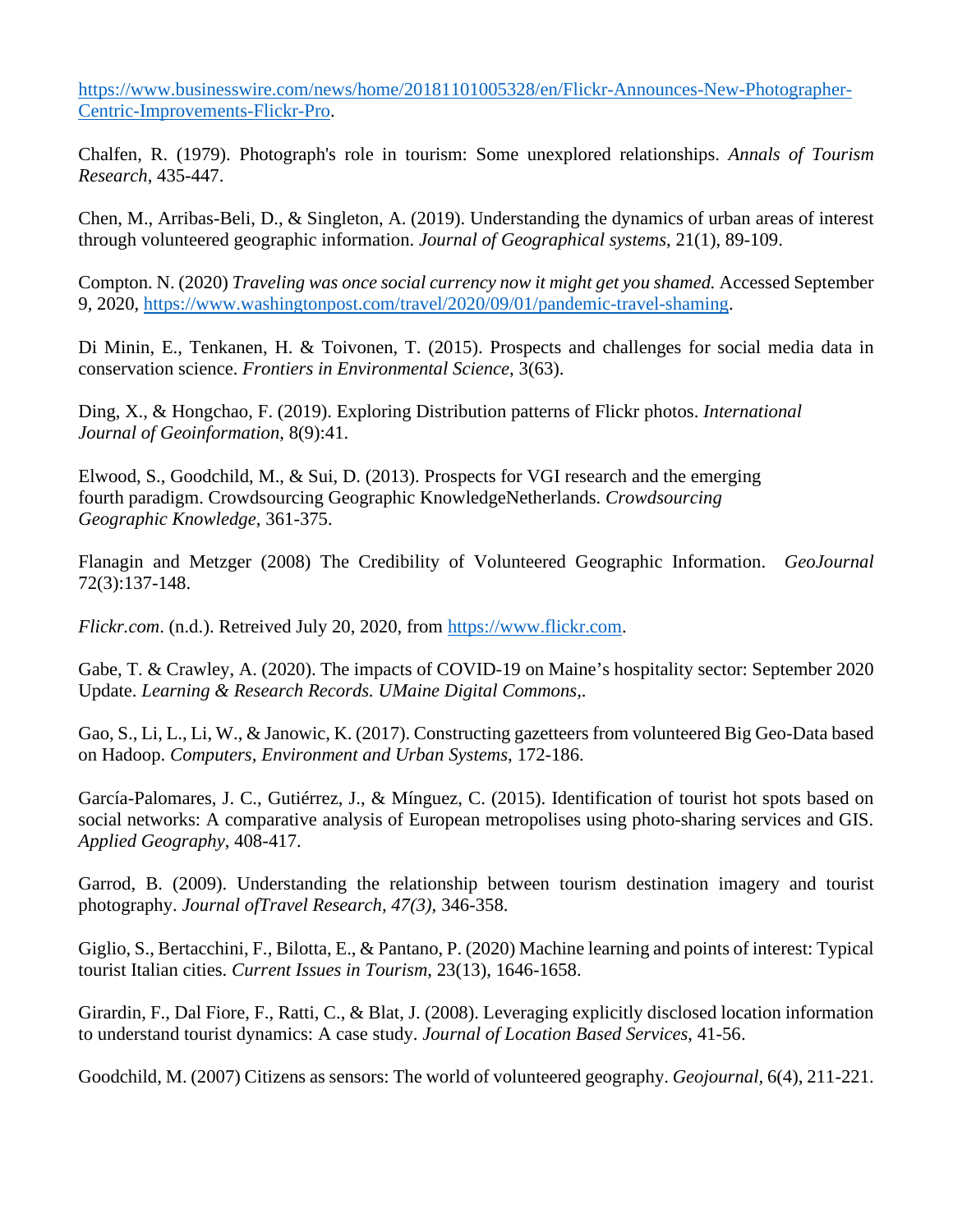https://www.businesswire.com/news/home/20181101005328/en/Flickr-Announces-New-Photographer-Centric-Improvements-Flickr-Pro.

Chalfen, R. (1979). Photograph's role in tourism: Some unexplored relationships. *Annals of Tourism Research*, 435-447.

Chen, M., Arribas-Beli, D., & Singleton, A. (2019). Understanding the dynamics of urban areas of interest through volunteered geographic information. *Journal of Geographical systems*, 21(1), 89-109.

Compton. N. (2020) *Traveling was once social currency now it might get you shamed.* Accessed September 9, 2020, https://www.washingtonpost.com/travel/2020/09/01/pandemic-travel-shaming.

Di Minin, E., Tenkanen, H. & Toivonen, T. (2015). Prospects and challenges for social media data in conservation science. *Frontiers in Environmental Science*, 3(63).

Ding, X., & Hongchao, F. (2019). Exploring Distribution patterns of Flickr photos. *International Journal of Geoinformation*, 8(9):41.

Elwood, S., Goodchild, M., & Sui, D. (2013). Prospects for VGI research and the emerging fourth paradigm. Crowdsourcing Geographic KnowledgeNetherlands. *Crowdsourcing Geographic Knowledge*, 361-375.

Flanagin and Metzger (2008) The Credibility of Volunteered Geographic Information. *GeoJournal* 72(3):137-148.

*Flickr.com*. (n.d.). Retreived July 20, 2020, from https://www.flickr.com.

Gabe, T. & Crawley, A. (2020). The impacts of COVID-19 on Maine's hospitality sector: September 2020 Update. *Learning & Research Records. UMaine Digital Commons,*.

Gao, S., Li, L., Li, W., & Janowic, K. (2017). Constructing gazetteers from volunteered Big Geo-Data based on Hadoop. *Computers, Environment and Urban Systems*, 172-186.

García-Palomares, J. C., Gutiérrez, J., & Mínguez, C. (2015). Identification of tourist hot spots based on social networks: A comparative analysis of European metropolises using photo-sharing services and GIS. *Applied Geography*, 408-417.

Garrod, B. (2009). Understanding the relationship between tourism destination imagery and tourist photography. *Journal ofTravel Research, 47(3)*, 346-358.

Giglio, S., Bertacchini, F., Bilotta, E., & Pantano, P. (2020) Machine learning and points of interest: Typical tourist Italian cities. *Current Issues in Tourism*, 23(13), 1646-1658.

Girardin, F., Dal Fiore, F., Ratti, C., & Blat, J. (2008). Leveraging explicitly disclosed location information to understand tourist dynamics: A case study. *Journal of Location Based Services*, 41-56.

Goodchild, M. (2007) Citizens as sensors: The world of volunteered geography. *Geojournal*, 6(4), 211-221.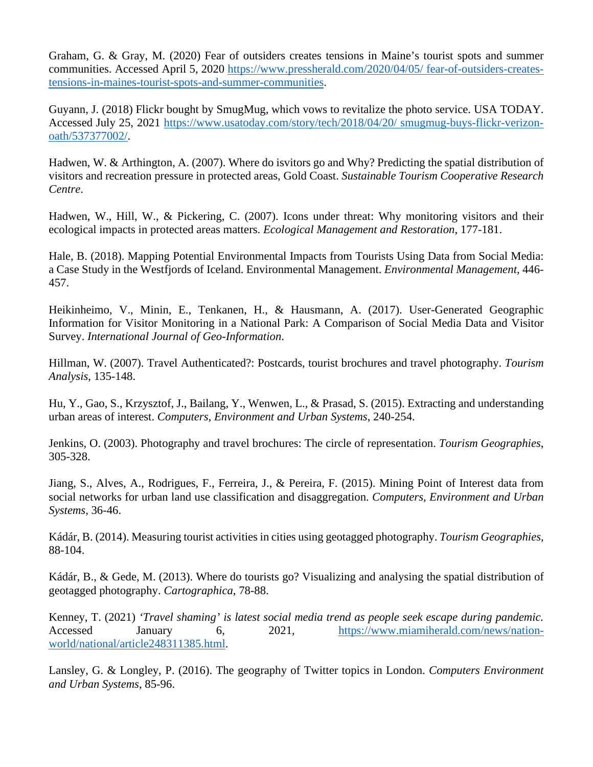Graham, G. & Gray, M. (2020) Fear of outsiders creates tensions in Maine's tourist spots and summer communities. Accessed April 5, 2020 https://www.pressherald.com/2020/04/05/ fear-of-outsiders-creates-tensions-in-maines-tourist-spots-and-summer-communities.

Guyann, J. (2018) Flickr bought by SmugMug, which vows to revitalize the photo service. USA TODAY. Accessed July 25, 2021 https://www.usatoday.com/story/tech/2018/04/20/ smugmug-buys-flickr-verizon-oath/537377002/.

Hadwen, W. & Arthington, A. (2007). Where do isvitors go and Why? Predicting the spatial distribution of visitors and recreation pressure in protected areas, Gold Coast. *Sustainable Tourism Cooperative Research Centre*.

Hadwen, W., Hill, W., & Pickering, C. (2007). Icons under threat: Why monitoring visitors and their ecological impacts in protected areas matters. *Ecological Management and Restoration*, 177-181.

Hale, B. (2018). Mapping Potential Environmental Impacts from Tourists Using Data from Social Media: a Case Study in the Westfjords of Iceland. Environmental Management. *Environmental Management*, 446-457.

Heikinheimo, V., Minin, E., Tenkanen, H., & Hausmann, A. (2017). User-Generated Geographic Information for Visitor Monitoring in a National Park: A Comparison of Social Media Data and Visitor Survey. *International Journal of Geo-Information*.

Hillman, W. (2007). Travel Authenticated?: Postcards, tourist brochures and travel photography. *Tourism Analysis*, 135-148.

Hu, Y., Gao, S., Krzysztof, J., Bailang, Y., Wenwen, L., & Prasad, S. (2015). Extracting and understanding urban areas of interest. *Computers, Environment and Urban Systems*, 240-254.

Jenkins, O. (2003). Photography and travel brochures: The circle of representation. *Tourism Geographies*, 305-328.

Jiang, S., Alves, A., Rodrigues, F., Ferreira, J., & Pereira, F. (2015). Mining Point of Interest data from social networks for urban land use classification and disaggregation. *Computers, Environment and Urban Systems*, 36-46.

Kádár, B. (2014). Measuring tourist activities in cities using geotagged photography. *Tourism Geographies*, 88-104.

Kádár, B., & Gede, M. (2013). Where do tourists go? Visualizing and analysing the spatial distribution of geotagged photography. *Cartographica*, 78-88.

Kenney, T. (2021) *'Travel shaming' is latest social media trend as people seek escape during pandemic.* Accessed January 6, 2021, https://www.miamiherald.com/news/nation-world/national/article248311385.html.

Lansley, G. & Longley, P. (2016). The geography of Twitter topics in London. *Computers Environment and Urban Systems*, 85-96.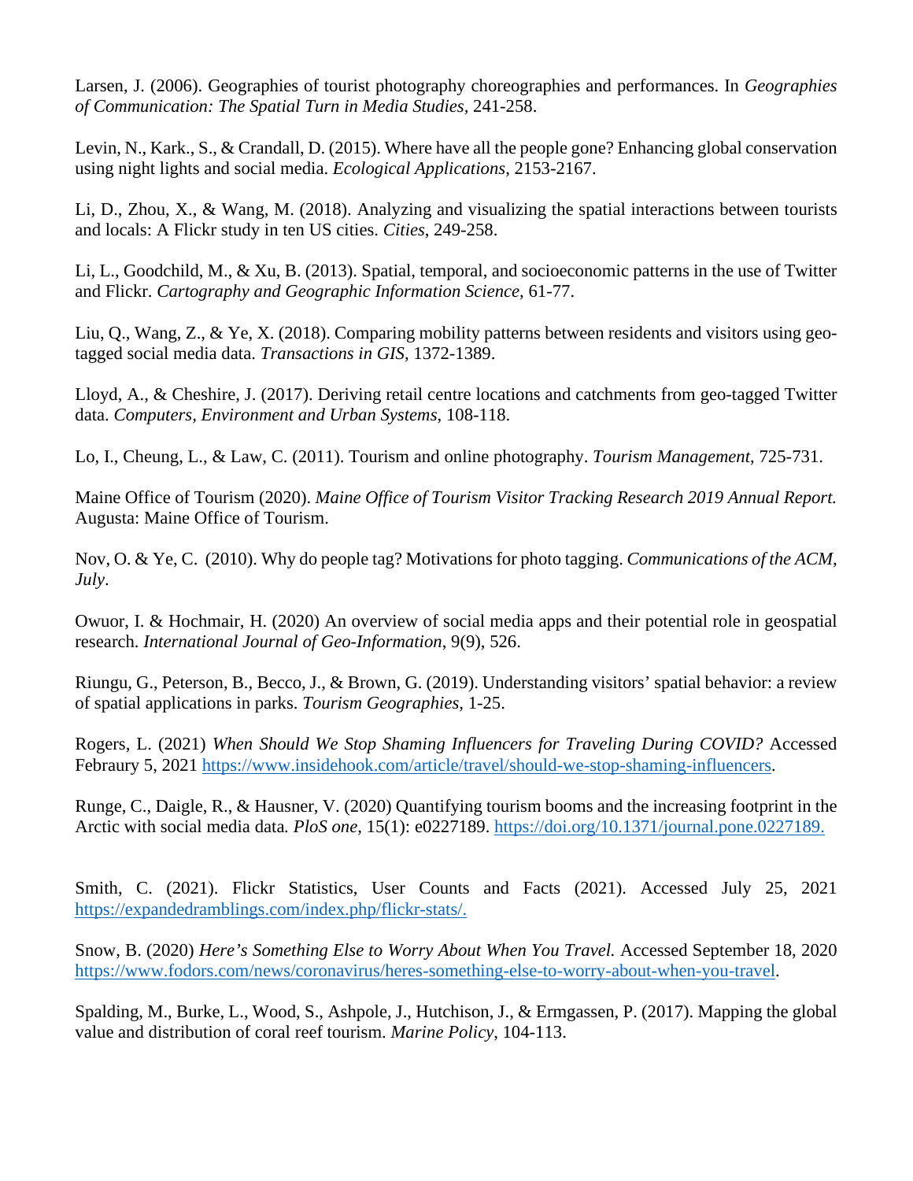Larsen, J. (2006). Geographies of tourist photography choreographies and performances. In *Geographies of Communication: The Spatial Turn in Media Studies*, 241-258.

Levin, N., Kark., S., & Crandall, D. (2015). Where have all the people gone? Enhancing global conservation using night lights and social media. *Ecological Applications*, 2153-2167.

Li, D., Zhou, X., & Wang, M. (2018). Analyzing and visualizing the spatial interactions between tourists and locals: A Flickr study in ten US cities. *Cities*, 249-258.

Li, L., Goodchild, M., & Xu, B. (2013). Spatial, temporal, and socioeconomic patterns in the use of Twitter and Flickr. *Cartography and Geographic Information Science*, 61-77.

Liu, Q., Wang, Z., & Ye, X. (2018). Comparing mobility patterns between residents and visitors using geo-tagged social media data. *Transactions in GIS*, 1372-1389.

Lloyd, A., & Cheshire, J. (2017). Deriving retail centre locations and catchments from geo-tagged Twitter data. *Computers, Environment and Urban Systems*, 108-118.

Lo, I., Cheung, L., & Law, C. (2011). Tourism and online photography. *Tourism Management*, 725-731.

Maine Office of Tourism (2020). *Maine Office of Tourism Visitor Tracking Research 2019 Annual Report.* Augusta: Maine Office of Tourism.

Nov, O. & Ye, C. (2010). Why do people tag? Motivations for photo tagging. *Communications of the ACM, July*.

Owuor, I. & Hochmair, H. (2020) An overview of social media apps and their potential role in geospatial research. *International Journal of Geo-Information*, 9(9), 526.

Riungu, G., Peterson, B., Becco, J., & Brown, G. (2019). Understanding visitors' spatial behavior: a review of spatial applications in parks. *Tourism Geographies*, 1-25.

Rogers, L. (2021) *When Should We Stop Shaming Influencers for Traveling During COVID?* Accessed Febraury 5, 2021 https://www.insidehook.com/article/travel/should-we-stop-shaming-influencers.

Runge, C., Daigle, R., & Hausner, V. (2020) Quantifying tourism booms and the increasing footprint in the Arctic with social media data. *PloS one*, 15(1): e0227189. https://doi.org/10.1371/journal.pone.0227189.

Smith, C. (2021). Flickr Statistics, User Counts and Facts (2021). Accessed July 25, 2021 https://expandedramblings.com/index.php/flickr-stats/.

Snow, B. (2020) *Here's Something Else to Worry About When You Travel.* Accessed September 18, 2020 https://www.fodors.com/news/coronavirus/heres-something-else-to-worry-about-when-you-travel.

Spalding, M., Burke, L., Wood, S., Ashpole, J., Hutchison, J., & Ermgassen, P. (2017). Mapping the global value and distribution of coral reef tourism. *Marine Policy*, 104-113.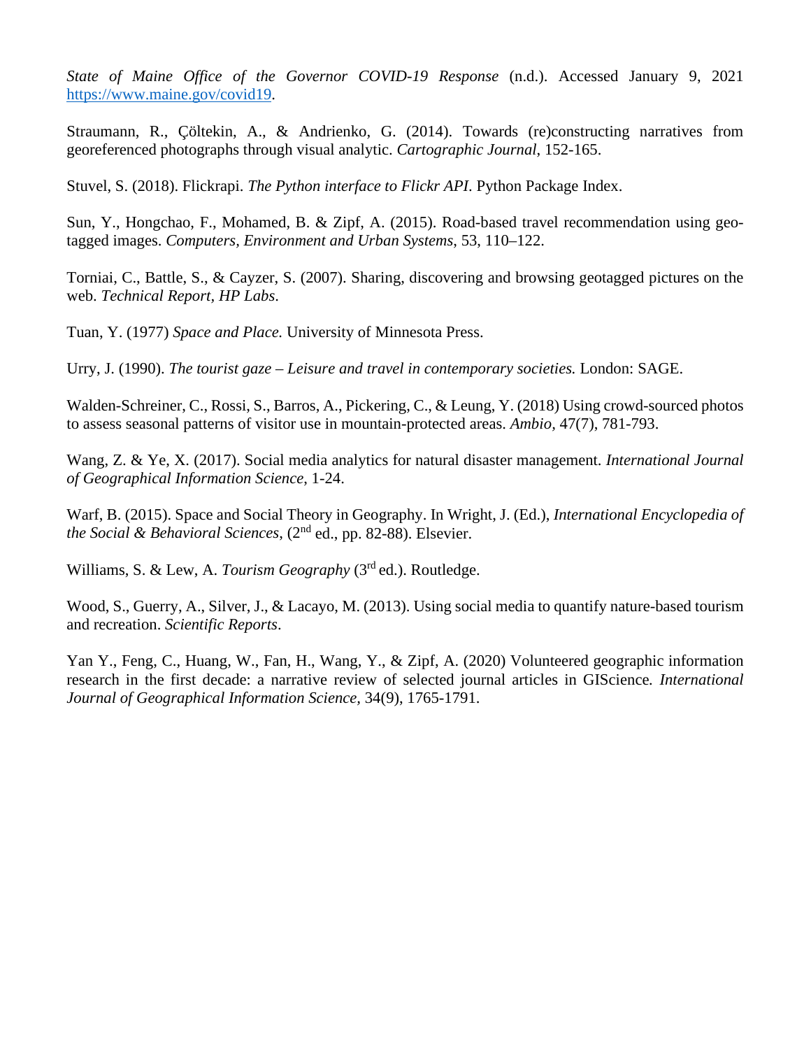*State of Maine Office of the Governor COVID-19 Response* (n.d.). Accessed January 9, 2021 https://www.maine.gov/covid19.

Straumann, R., Çöltekin, A., & Andrienko, G. (2014). Towards (re)constructing narratives from georeferenced photographs through visual analytic. *Cartographic Journal,* 152-165.

Stuvel, S. (2018). Flickrapi. *The Python interface to Flickr API*. Python Package Index.

Sun, Y., Hongchao, F., Mohamed, B. & Zipf, A. (2015). Road-based travel recommendation using geo-tagged images. *Computers, Environment and Urban Systems*, 53, 110–122.

Torniai, C., Battle, S., & Cayzer, S. (2007). Sharing, discovering and browsing geotagged pictures on the web. *Technical Report*, *HP Labs*.

Tuan, Y. (1977) *Space and Place.* University of Minnesota Press.

Urry, J. (1990). *The tourist gaze – Leisure and travel in contemporary societies.* London: SAGE.

Walden-Schreiner, C., Rossi, S., Barros, A., Pickering, C., & Leung, Y. (2018) Using crowd-sourced photos to assess seasonal patterns of visitor use in mountain-protected areas. *Ambio*, 47(7), 781-793.

Wang, Z. & Ye, X. (2017). Social media analytics for natural disaster management. *International Journal of Geographical Information Science*, 1-24.

Warf, B. (2015). Space and Social Theory in Geography. In Wright, J. (Ed.), *International Encyclopedia of the Social & Behavioral Sciences*, (2nd ed., pp. 82-88). Elsevier.

Williams, S. & Lew, A. *Tourism Geography* (3rd ed.). Routledge.

Wood, S., Guerry, A., Silver, J., & Lacayo, M. (2013). Using social media to quantify nature-based tourism and recreation. *Scientific Reports*.

Yan Y., Feng, C., Huang, W., Fan, H., Wang, Y., & Zipf, A. (2020) Volunteered geographic information research in the first decade: a narrative review of selected journal articles in GIScience*. International Journal of Geographical Information Science,* 34(9), 1765-1791.